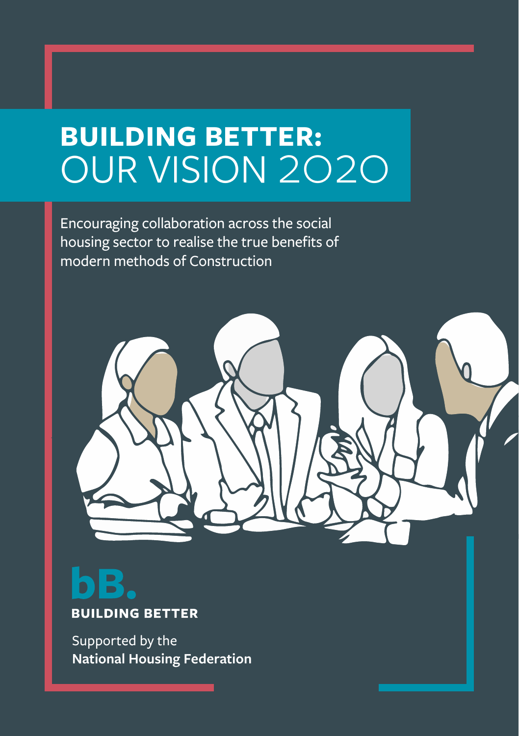# BUILDING BETTER: OUR VISION 2020

Encouraging collaboration across the social housing sector to realise the true benefits of modern methods of Construction

bB.

**BUILDING BETTER**

Supported by the
**National Housing Federation**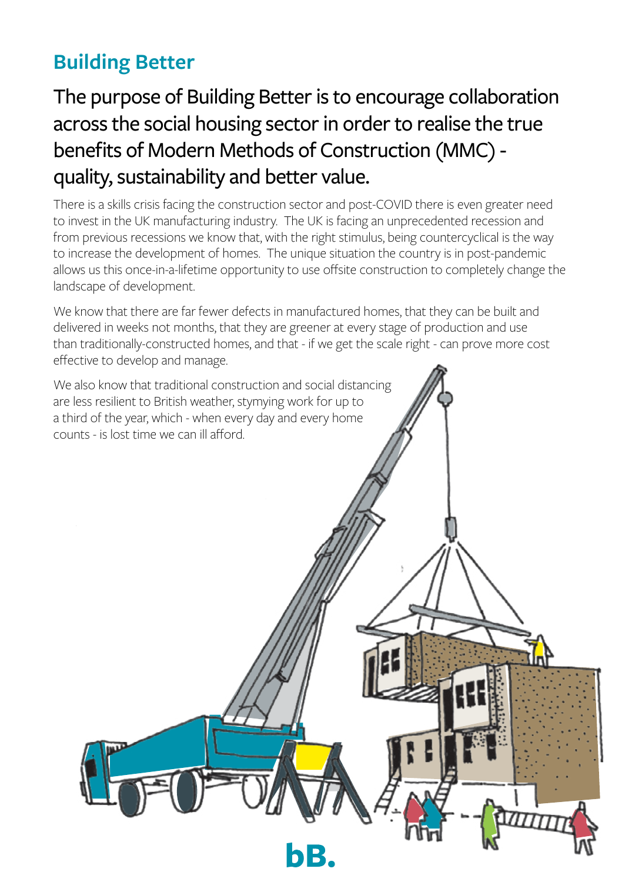## Building Better

### The purpose of Building Better is to encourage collaboration across the social housing sector in order to realise the true benefits of Modern Methods of Construction (MMC) - quality, sustainability and better value.

There is a skills crisis facing the construction sector and post-COVID there is even greater need to invest in the UK manufacturing industry. The UK is facing an unprecedented recession and from previous recessions we know that, with the right stimulus, being countercyclical is the way to increase the development of homes. The unique situation the country is in post-pandemic allows us this once-in-a-lifetime opportunity to use offsite construction to completely change the landscape of development.

We know that there are far fewer defects in manufactured homes, that they can be built and delivered in weeks not months, that they are greener at every stage of production and use than traditionally-constructed homes, and that - if we get the scale right - can prove more cost effective to develop and manage.

We also know that traditional construction and social distancing are less resilient to British weather, stymying work for up to a third of the year, which - when every day and every home counts - is lost time we can ill afford.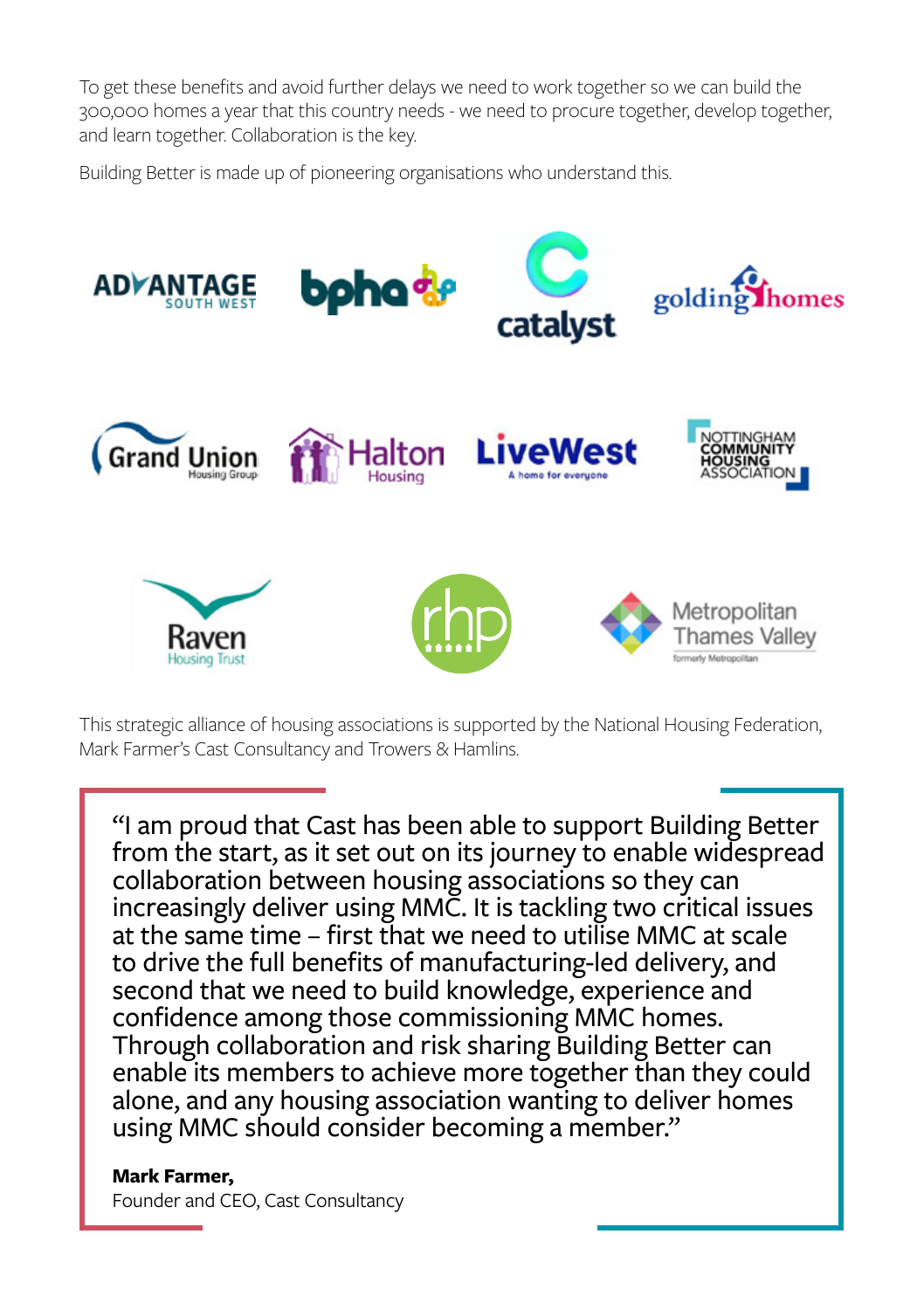To get these benefits and avoid further delays we need to work together so we can build the 300,000 homes a year that this country needs - we need to procure together, develop together, and learn together. Collaboration is the key.

Building Better is made up of pioneering organisations who understand this.

ADVANTAGE SOUTH WEST

bpha

catalyst

golding homes

Grand Union Housing Group

Halton Housing

LiveWest A home for everyone

NOTTINGHAM COMMUNITY HOUSING ASSOCIATION

Raven Housing Trust

rhp

Metropolitan Thames Valley formerly Metropolitan

This strategic alliance of housing associations is supported by the National Housing Federation, Mark Farmer's Cast Consultancy and Trowers & Hamlins.

> "I am proud that Cast has been able to support Building Better from the start, as it set out on its journey to enable widespread collaboration between housing associations so they can increasingly deliver using MMC. It is tackling two critical issues at the same time – first that we need to utilise MMC at scale to drive the full benefits of manufacturing-led delivery, and second that we need to build knowledge, experience and confidence among those commissioning MMC homes. Through collaboration and risk sharing Building Better can enable its members to achieve more together than they could alone, and any housing association wanting to deliver homes using MMC should consider becoming a member."
>
> **Mark Farmer,**
> Founder and CEO, Cast Consultancy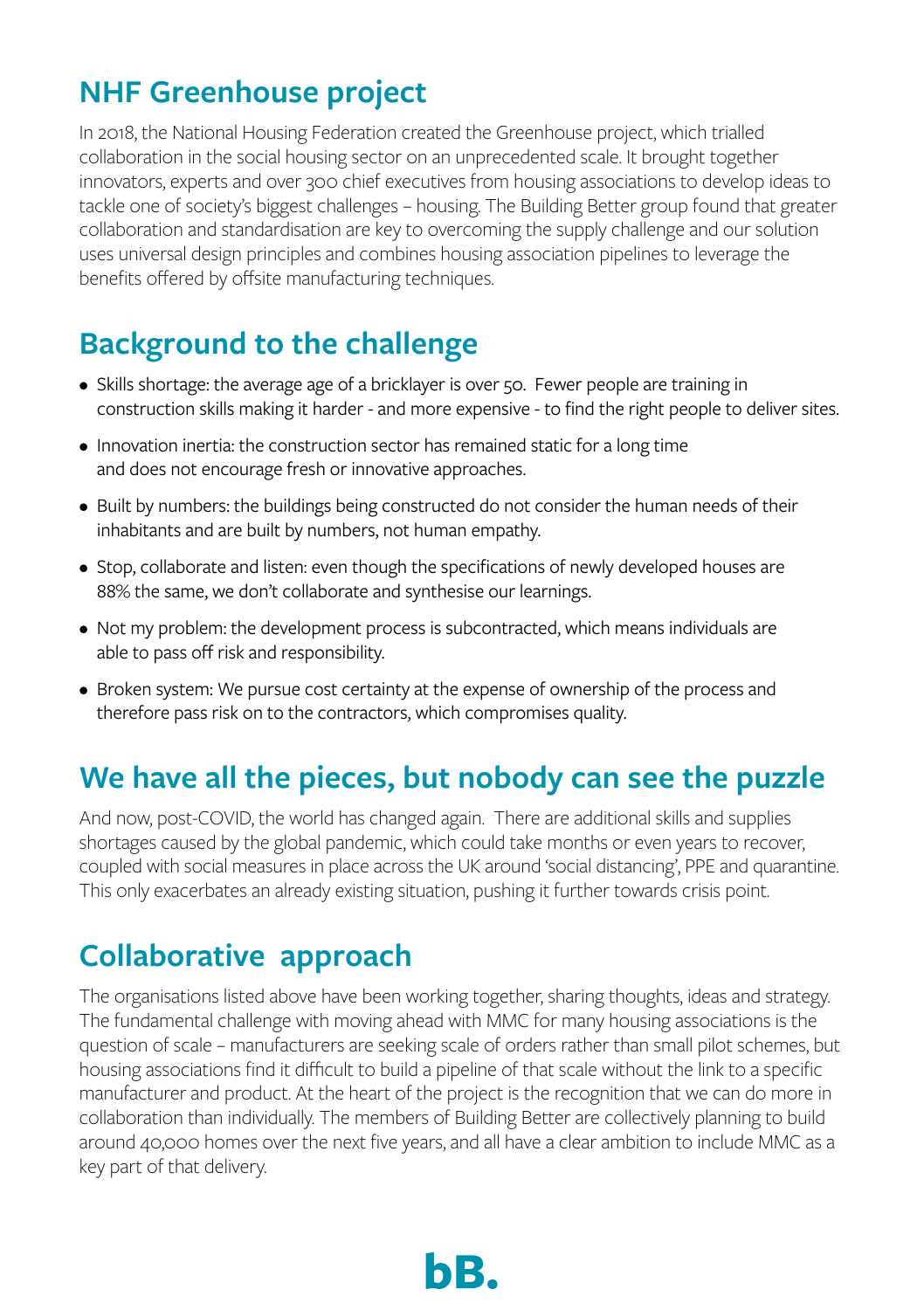## NHF Greenhouse project

In 2018, the National Housing Federation created the Greenhouse project, which trialled collaboration in the social housing sector on an unprecedented scale. It brought together innovators, experts and over 300 chief executives from housing associations to develop ideas to tackle one of society's biggest challenges – housing. The Building Better group found that greater collaboration and standardisation are key to overcoming the supply challenge and our solution uses universal design principles and combines housing association pipelines to leverage the benefits offered by offsite manufacturing techniques.

## Background to the challenge

- Skills shortage: the average age of a bricklayer is over 50. Fewer people are training in construction skills making it harder - and more expensive - to find the right people to deliver sites.
- Innovation inertia: the construction sector has remained static for a long time and does not encourage fresh or innovative approaches.
- Built by numbers: the buildings being constructed do not consider the human needs of their inhabitants and are built by numbers, not human empathy.
- Stop, collaborate and listen: even though the specifications of newly developed houses are 88% the same, we don't collaborate and synthesise our learnings.
- Not my problem: the development process is subcontracted, which means individuals are able to pass off risk and responsibility.
- Broken system: We pursue cost certainty at the expense of ownership of the process and therefore pass risk on to the contractors, which compromises quality.

## We have all the pieces, but nobody can see the puzzle

And now, post-COVID, the world has changed again. There are additional skills and supplies shortages caused by the global pandemic, which could take months or even years to recover, coupled with social measures in place across the UK around 'social distancing', PPE and quarantine. This only exacerbates an already existing situation, pushing it further towards crisis point.

## Collaborative approach

The organisations listed above have been working together, sharing thoughts, ideas and strategy. The fundamental challenge with moving ahead with MMC for many housing associations is the question of scale – manufacturers are seeking scale of orders rather than small pilot schemes, but housing associations find it difficult to build a pipeline of that scale without the link to a specific manufacturer and product. At the heart of the project is the recognition that we can do more in collaboration than individually. The members of Building Better are collectively planning to build around 40,000 homes over the next five years, and all have a clear ambition to include MMC as a key part of that delivery.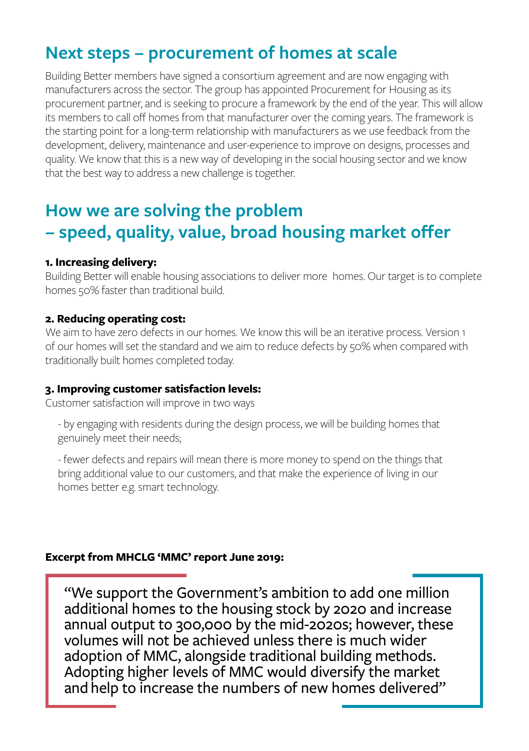## Next steps – procurement of homes at scale

Building Better members have signed a consortium agreement and are now engaging with manufacturers across the sector. The group has appointed Procurement for Housing as its procurement partner, and is seeking to procure a framework by the end of the year. This will allow its members to call off homes from that manufacturer over the coming years. The framework is the starting point for a long-term relationship with manufacturers as we use feedback from the development, delivery, maintenance and user-experience to improve on designs, processes and quality. We know that this is a new way of developing in the social housing sector and we know that the best way to address a new challenge is together.

## How we are solving the problem – speed, quality, value, broad housing market offer

**1. Increasing delivery:**

Building Better will enable housing associations to deliver more homes. Our target is to complete homes 50% faster than traditional build.

**2. Reducing operating cost:**

We aim to have zero defects in our homes. We know this will be an iterative process. Version 1 of our homes will set the standard and we aim to reduce defects by 50% when compared with traditionally built homes completed today.

**3. Improving customer satisfaction levels:**

Customer satisfaction will improve in two ways

- by engaging with residents during the design process, we will be building homes that genuinely meet their needs;
- fewer defects and repairs will mean there is more money to spend on the things that bring additional value to our customers, and that make the experience of living in our homes better e.g. smart technology.

**Excerpt from MHCLG 'MMC' report June 2019:**

> "We support the Government's ambition to add one million additional homes to the housing stock by 2020 and increase annual output to 300,000 by the mid-2020s; however, these volumes will not be achieved unless there is much wider adoption of MMC, alongside traditional building methods. Adopting higher levels of MMC would diversify the market and help to increase the numbers of new homes delivered"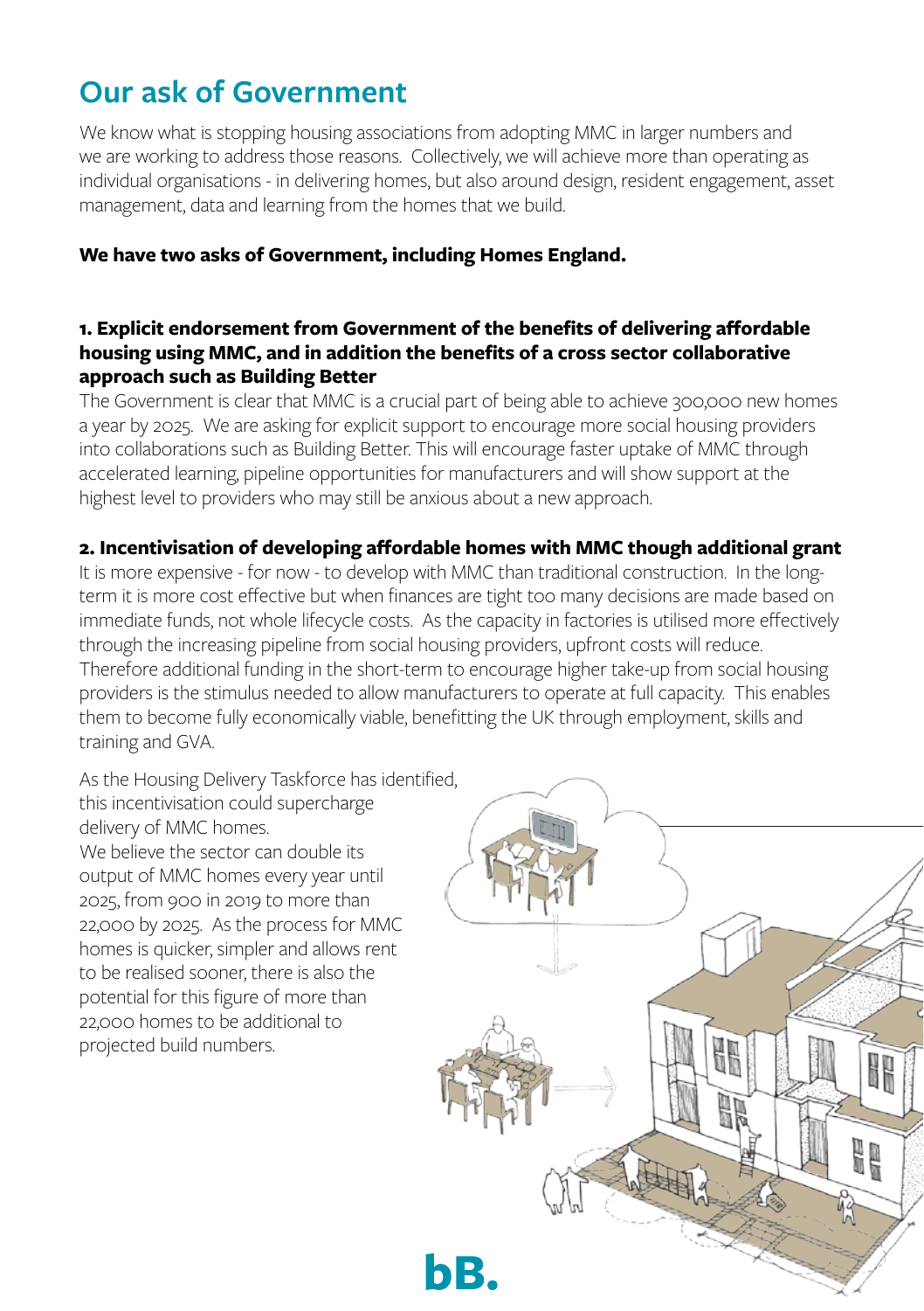## Our ask of Government

We know what is stopping housing associations from adopting MMC in larger numbers and we are working to address those reasons. Collectively, we will achieve more than operating as individual organisations - in delivering homes, but also around design, resident engagement, asset management, data and learning from the homes that we build.

**We have two asks of Government, including Homes England.**

**1. Explicit endorsement from Government of the benefits of delivering affordable housing using MMC, and in addition the benefits of a cross sector collaborative approach such as Building Better**

The Government is clear that MMC is a crucial part of being able to achieve 300,000 new homes a year by 2025. We are asking for explicit support to encourage more social housing providers into collaborations such as Building Better. This will encourage faster uptake of MMC through accelerated learning, pipeline opportunities for manufacturers and will show support at the highest level to providers who may still be anxious about a new approach.

**2. Incentivisation of developing affordable homes with MMC though additional grant**

It is more expensive - for now - to develop with MMC than traditional construction. In the long-term it is more cost effective but when finances are tight too many decisions are made based on immediate funds, not whole lifecycle costs. As the capacity in factories is utilised more effectively through the increasing pipeline from social housing providers, upfront costs will reduce. Therefore additional funding in the short-term to encourage higher take-up from social housing providers is the stimulus needed to allow manufacturers to operate at full capacity. This enables them to become fully economically viable, benefitting the UK through employment, skills and training and GVA.

As the Housing Delivery Taskforce has identified, this incentivisation could supercharge delivery of MMC homes.

We believe the sector can double its output of MMC homes every year until 2025, from 900 in 2019 to more than 22,000 by 2025. As the process for MMC homes is quicker, simpler and allows rent to be realised sooner, there is also the potential for this figure of more than 22,000 homes to be additional to projected build numbers.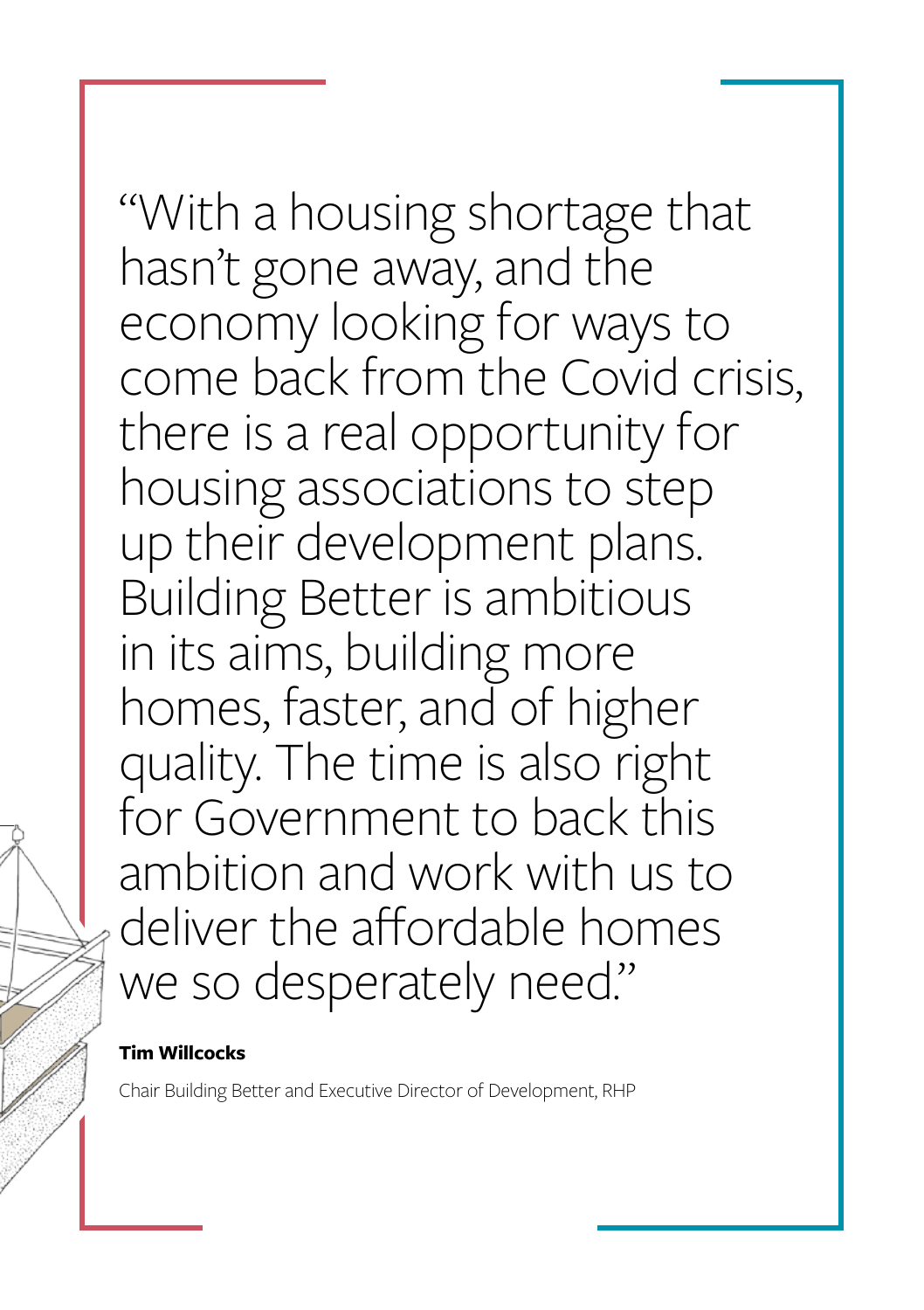"With a housing shortage that hasn't gone away, and the economy looking for ways to come back from the Covid crisis, there is a real opportunity for housing associations to step up their development plans. Building Better is ambitious in its aims, building more homes, faster, and of higher quality. The time is also right for Government to back this ambition and work with us to deliver the affordable homes we so desperately need."

**Tim Willcocks**

Chair Building Better and Executive Director of Development, RHP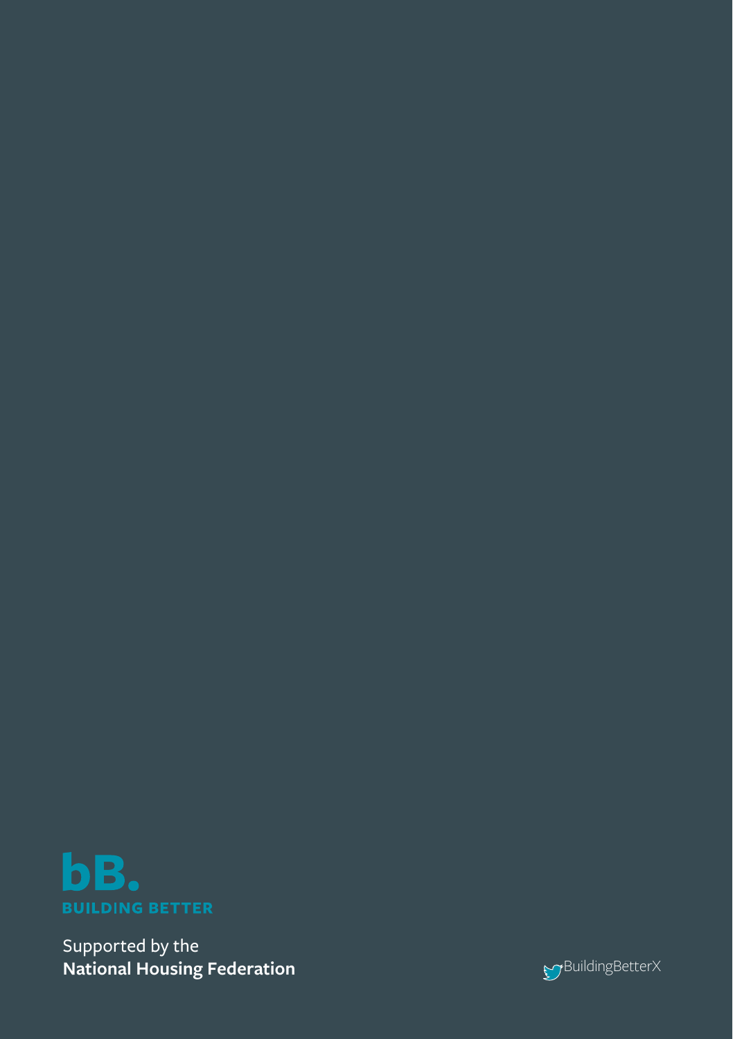bB.

BUILDING BETTER

Supported by the
**National Housing Federation**

BuildingBetterX